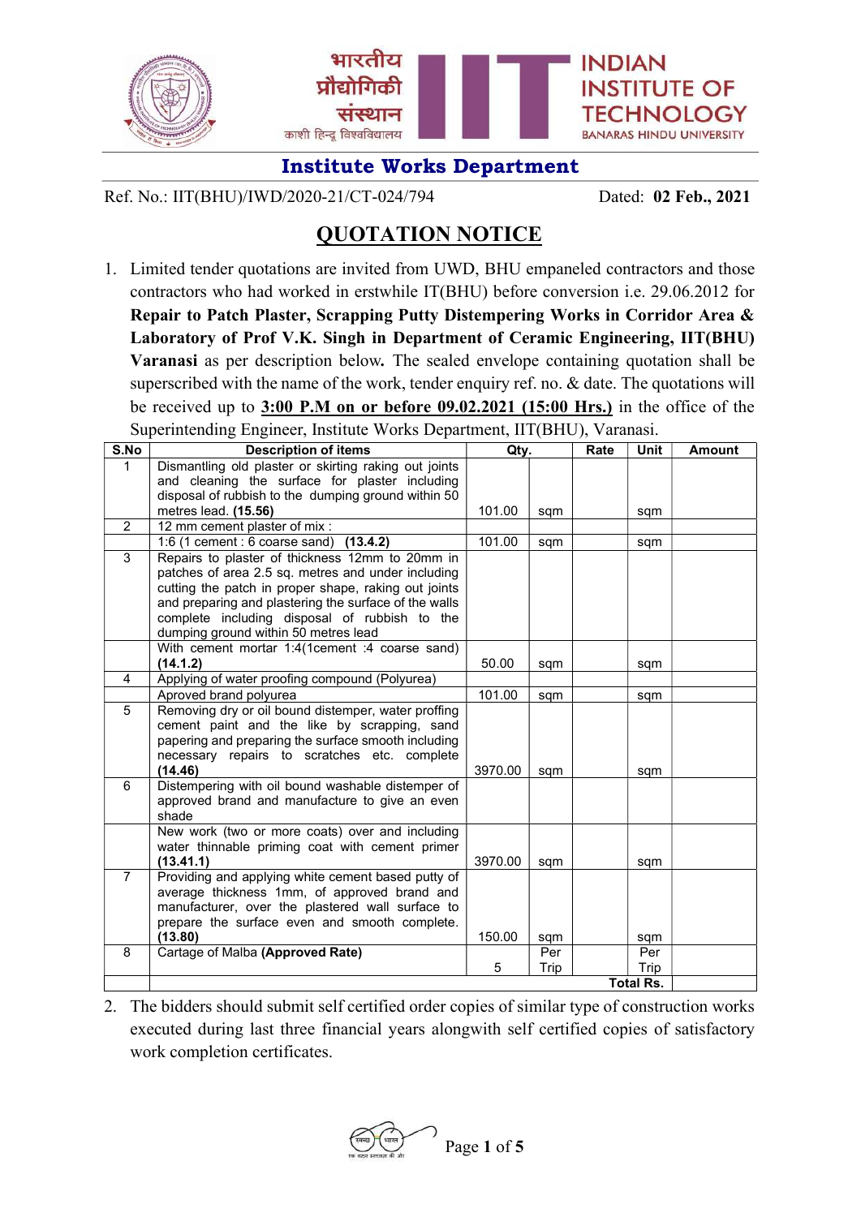भारतीय प्रौद्योगिकी संस्थान
काशी हिन्दू विश्वविद्यालय

INDIAN INSTITUTE OF TECHNOLOGY
BANARAS HINDU UNIVERSITY

## Institute Works Department

Ref. No.: IIT(BHU)/IWD/2020-21/CT-024/794 Dated: **02 Feb., 2021**

# QUOTATION NOTICE

1. Limited tender quotations are invited from UWD, BHU empaneled contractors and those contractors who had worked in erstwhile IT(BHU) before conversion i.e. 29.06.2012 for **Repair to Patch Plaster, Scrapping Putty Distempering Works in Corridor Area & Laboratory of Prof V.K. Singh in Department of Ceramic Engineering, IIT(BHU) Varanasi** as per description below**.** The sealed envelope containing quotation shall be superscribed with the name of the work, tender enquiry ref. no. & date. The quotations will be received up to **3:00 P.M on or before 09.02.2021 (15:00 Hrs.)** in the office of the Superintending Engineer, Institute Works Department, IIT(BHU), Varanasi.

| S.No | Description of items | Qty. | | Rate | Unit | Amount |
|---|---|---|---|---|---|---|
| 1 | Dismantling old plaster or skirting raking out joints and cleaning the surface for plaster including disposal of rubbish to the dumping ground within 50 metres lead. **(15.56)** | 101.00 | sqm | | sqm | |
| 2 | 12 mm cement plaster of mix : | | | | | |
| | 1:6 (1 cement : 6 coarse sand) **(13.4.2)** | 101.00 | sqm | | sqm | |
| 3 | Repairs to plaster of thickness 12mm to 20mm in patches of area 2.5 sq. metres and under including cutting the patch in proper shape, raking out joints and preparing and plastering the surface of the walls complete including disposal of rubbish to the dumping ground within 50 metres lead | | | | | |
| | With cement mortar 1:4(1cement :4 coarse sand) **(14.1.2)** | 50.00 | sqm | | sqm | |
| 4 | Applying of water proofing compound (Polyurea) | | | | | |
| | Aproved brand polyurea | 101.00 | sqm | | sqm | |
| 5 | Removing dry or oil bound distemper, water proffing cement paint and the like by scrapping, sand papering and preparing the surface smooth including necessary repairs to scratches etc. complete **(14.46)** | 3970.00 | sqm | | sqm | |
| 6 | Distempering with oil bound washable distemper of approved brand and manufacture to give an even shade | | | | | |
| | New work (two or more coats) over and including water thinnable priming coat with cement primer **(13.41.1)** | 3970.00 | sqm | | sqm | |
| 7 | Providing and applying white cement based putty of average thickness 1mm, of approved brand and manufacturer, over the plastered wall surface to prepare the surface even and smooth complete. **(13.80)** | 150.00 | sqm | | sqm | |
| 8 | Cartage of Malba **(Approved Rate)** | 5 | Per Trip | | Per Trip | |
| | | | | | **Total Rs.** | |

2. The bidders should submit self certified order copies of similar type of construction works executed during last three financial years alongwith self certified copies of satisfactory work completion certificates.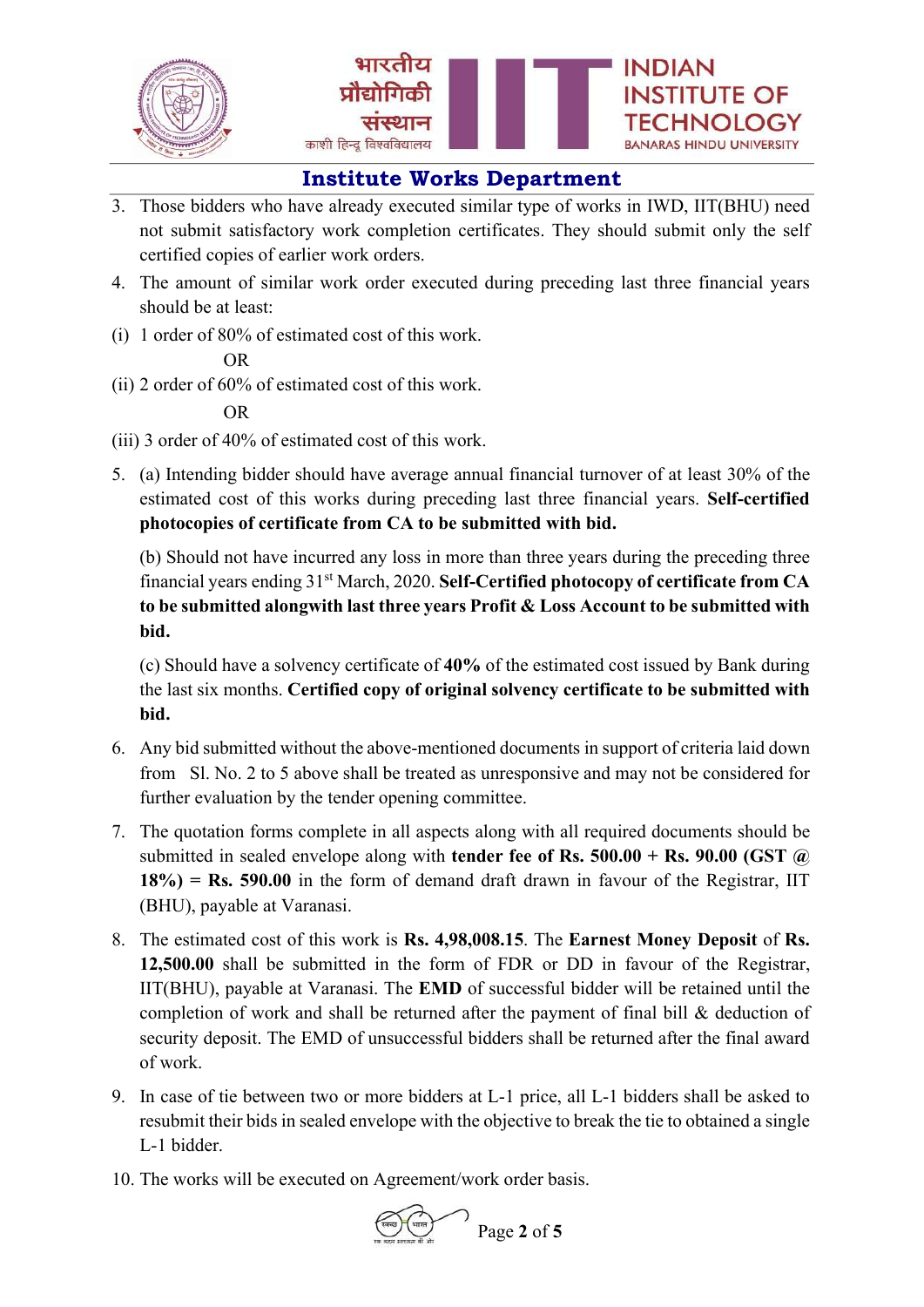3. Those bidders who have already executed similar type of works in IWD, IIT(BHU) need not submit satisfactory work completion certificates. They should submit only the self certified copies of earlier work orders.
4. The amount of similar work order executed during preceding last three financial years should be at least:

(i) 1 order of 80% of estimated cost of this work.

OR

(ii) 2 order of 60% of estimated cost of this work.

OR

(iii) 3 order of 40% of estimated cost of this work.

5. (a) Intending bidder should have average annual financial turnover of at least 30% of the estimated cost of this works during preceding last three financial years. **Self-certified photocopies of certificate from CA to be submitted with bid.**

   (b) Should not have incurred any loss in more than three years during the preceding three financial years ending 31st March, 2020. **Self-Certified photocopy of certificate from CA to be submitted alongwith last three years Profit & Loss Account to be submitted with bid.**

   (c) Should have a solvency certificate of **40%** of the estimated cost issued by Bank during the last six months. **Certified copy of original solvency certificate to be submitted with bid.**

6. Any bid submitted without the above-mentioned documents in support of criteria laid down from Sl. No. 2 to 5 above shall be treated as unresponsive and may not be considered for further evaluation by the tender opening committee.
7. The quotation forms complete in all aspects along with all required documents should be submitted in sealed envelope along with **tender fee of Rs. 500.00 + Rs. 90.00 (GST @ 18%) = Rs. 590.00** in the form of demand draft drawn in favour of the Registrar, IIT (BHU), payable at Varanasi.
8. The estimated cost of this work is **Rs. 4,98,008.15**. The **Earnest Money Deposit** of **Rs. 12,500.00** shall be submitted in the form of FDR or DD in favour of the Registrar, IIT(BHU), payable at Varanasi. The **EMD** of successful bidder will be retained until the completion of work and shall be returned after the payment of final bill & deduction of security deposit. The EMD of unsuccessful bidders shall be returned after the final award of work.
9. In case of tie between two or more bidders at L-1 price, all L-1 bidders shall be asked to resubmit their bids in sealed envelope with the objective to break the tie to obtained a single L-1 bidder.
10. The works will be executed on Agreement/work order basis.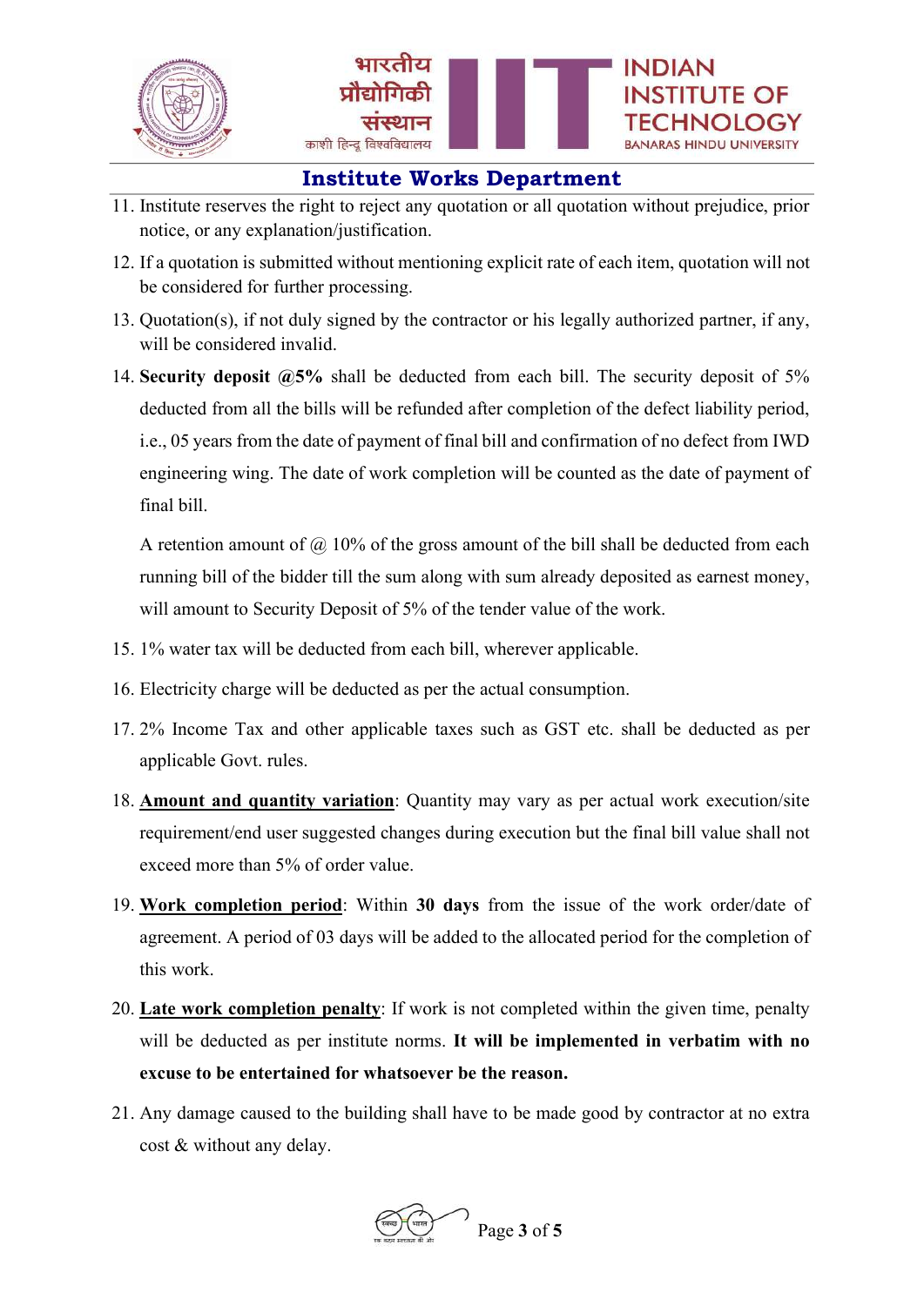## Institute Works Department

11. Institute reserves the right to reject any quotation or all quotation without prejudice, prior notice, or any explanation/justification.

12. If a quotation is submitted without mentioning explicit rate of each item, quotation will not be considered for further processing.

13. Quotation(s), if not duly signed by the contractor or his legally authorized partner, if any, will be considered invalid.

14. **Security deposit @5%** shall be deducted from each bill. The security deposit of 5% deducted from all the bills will be refunded after completion of the defect liability period, i.e., 05 years from the date of payment of final bill and confirmation of no defect from IWD engineering wing. The date of work completion will be counted as the date of payment of final bill.

    A retention amount of @ 10% of the gross amount of the bill shall be deducted from each running bill of the bidder till the sum along with sum already deposited as earnest money, will amount to Security Deposit of 5% of the tender value of the work.

15. 1% water tax will be deducted from each bill, wherever applicable.

16. Electricity charge will be deducted as per the actual consumption.

17. 2% Income Tax and other applicable taxes such as GST etc. shall be deducted as per applicable Govt. rules.

18. **Amount and quantity variation**: Quantity may vary as per actual work execution/site requirement/end user suggested changes during execution but the final bill value shall not exceed more than 5% of order value.

19. **Work completion period**: Within **30 days** from the issue of the work order/date of agreement. A period of 03 days will be added to the allocated period for the completion of this work.

20. **Late work completion penalty**: If work is not completed within the given time, penalty will be deducted as per institute norms. **It will be implemented in verbatim with no excuse to be entertained for whatsoever be the reason.**

21. Any damage caused to the building shall have to be made good by contractor at no extra cost & without any delay.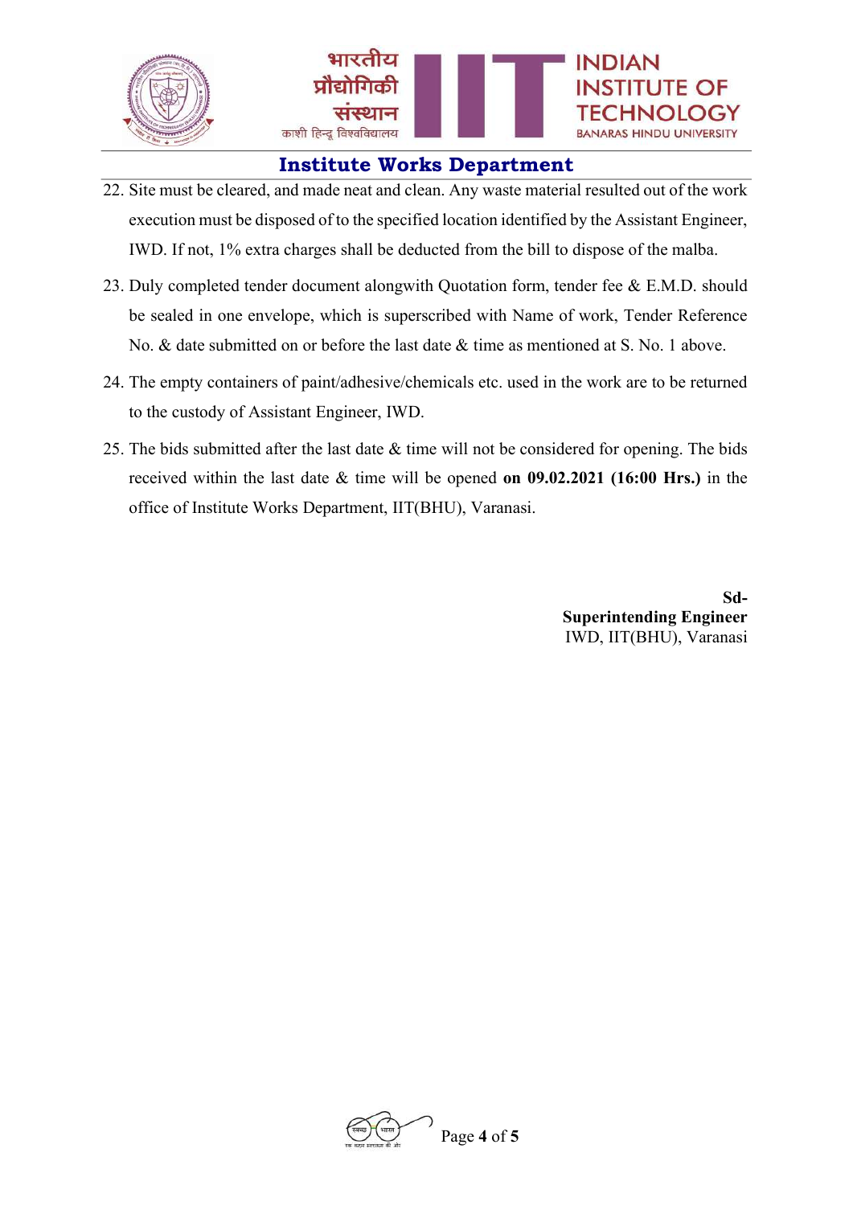22. Site must be cleared, and made neat and clean. Any waste material resulted out of the work execution must be disposed of to the specified location identified by the Assistant Engineer, IWD. If not, 1% extra charges shall be deducted from the bill to dispose of the malba.

23. Duly completed tender document alongwith Quotation form, tender fee & E.M.D. should be sealed in one envelope, which is superscribed with Name of work, Tender Reference No. & date submitted on or before the last date & time as mentioned at S. No. 1 above.

24. The empty containers of paint/adhesive/chemicals etc. used in the work are to be returned to the custody of Assistant Engineer, IWD.

25. The bids submitted after the last date & time will not be considered for opening. The bids received within the last date & time will be opened **on 09.02.2021 (16:00 Hrs.)** in the office of Institute Works Department, IIT(BHU), Varanasi.

**Sd-**
**Superintending Engineer**
IWD, IIT(BHU), Varanasi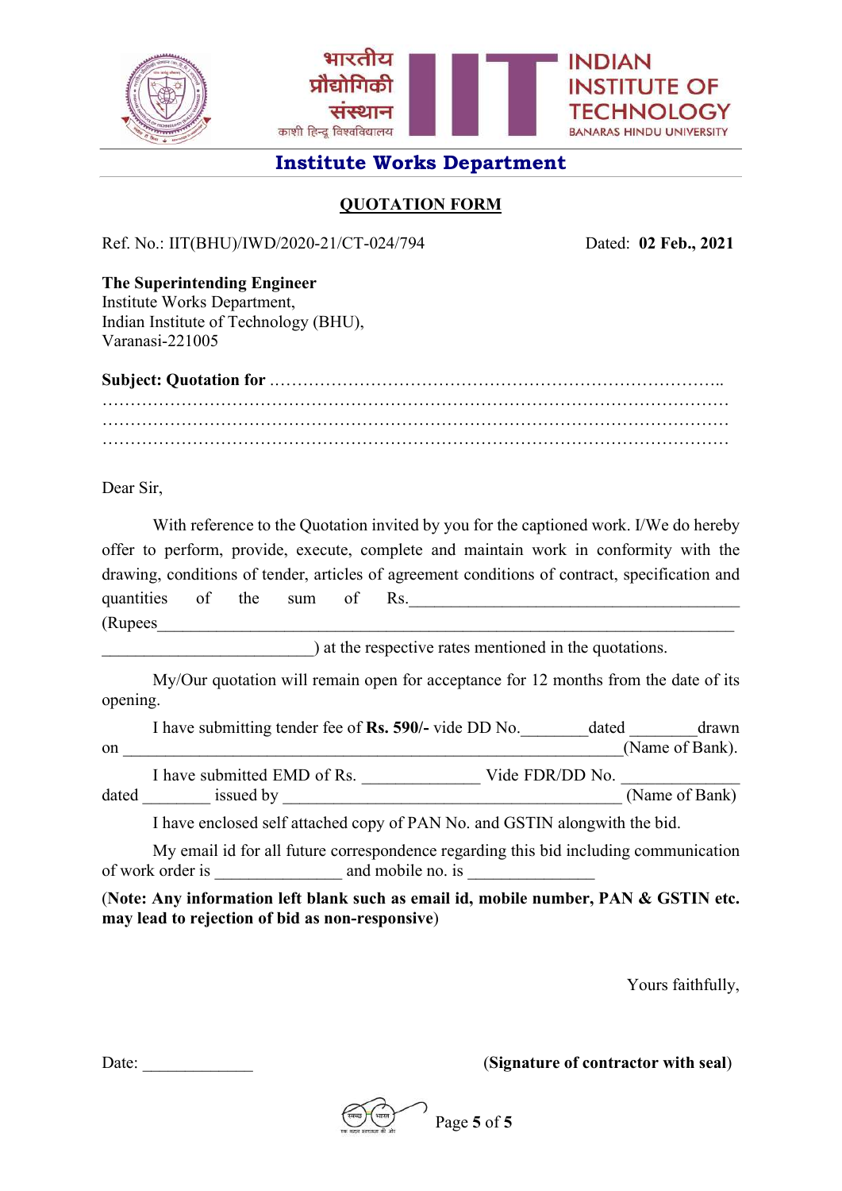**Institute Works Department**

## QUOTATION FORM

Ref. No.: IIT(BHU)/IWD/2020-21/CT-024/794 Dated: **02 Feb., 2021**

**The Superintending Engineer**
Institute Works Department,
Indian Institute of Technology (BHU),
Varanasi-221005

**Subject: Quotation for** ………………………………………………………………………..
……………………………………………………………………………………………………
……………………………………………………………………………………………………
……………………………………………………………………………………………………

Dear Sir,

With reference to the Quotation invited by you for the captioned work. I/We do hereby offer to perform, provide, execute, complete and maintain work in conformity with the drawing, conditions of tender, articles of agreement conditions of contract, specification and quantities of the sum of Rs.________________________________________ (Rupees______________________________________________________________________ _________________________) at the respective rates mentioned in the quotations.

My/Our quotation will remain open for acceptance for 12 months from the date of its opening.

I have submitting tender fee of **Rs. 590/-** vide DD No.________dated ________drawn on ______________________________________________________________(Name of Bank).

I have submitted EMD of Rs. ______________ Vide FDR/DD No. ______________ dated ________ issued by __________________________________________ (Name of Bank)

I have enclosed self attached copy of PAN No. and GSTIN alongwith the bid.

My email id for all future correspondence regarding this bid including communication of work order is _______________ and mobile no. is _______________

(**Note: Any information left blank such as email id, mobile number, PAN & GSTIN etc. may lead to rejection of bid as non-responsive**)

Yours faithfully,

Date: _____________ (**Signature of contractor with seal**)